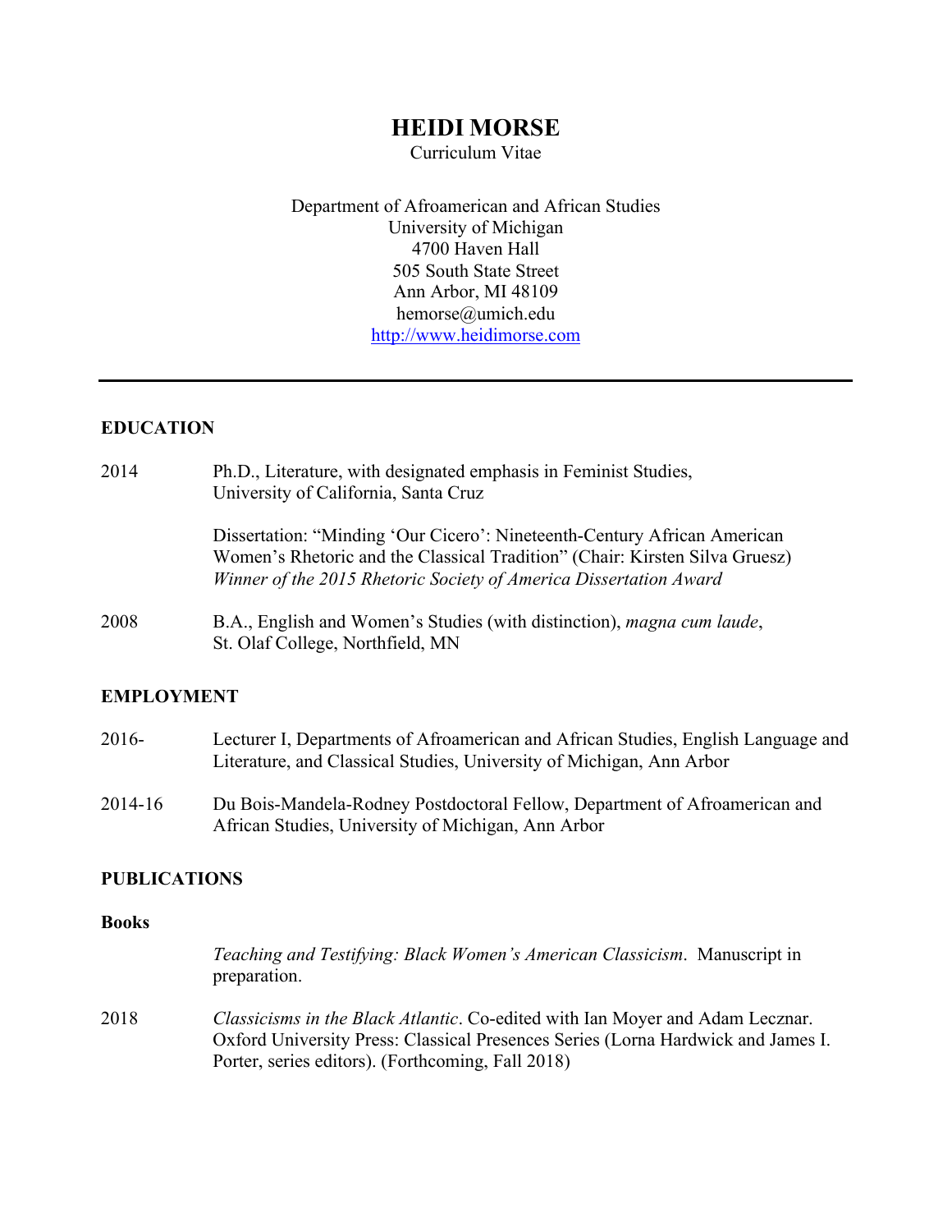# HEIDI MORSE

Curriculum Vitae

Department of Afroamerican and African Studies
University of Michigan
4700 Haven Hall
505 South State Street
Ann Arbor, MI 48109
hemorse@umich.edu
http://www.heidimorse.com

---

## EDUCATION

2014 — Ph.D., Literature, with designated emphasis in Feminist Studies, University of California, Santa Cruz

Dissertation: "Minding 'Our Cicero': Nineteenth-Century African American Women's Rhetoric and the Classical Tradition" (Chair: Kirsten Silva Gruesz)
*Winner of the 2015 Rhetoric Society of America Dissertation Award*

2008 — B.A., English and Women's Studies (with distinction), *magna cum laude*, St. Olaf College, Northfield, MN

## EMPLOYMENT

2016- — Lecturer I, Departments of Afroamerican and African Studies, English Language and Literature, and Classical Studies, University of Michigan, Ann Arbor

2014-16 — Du Bois-Mandela-Rodney Postdoctoral Fellow, Department of Afroamerican and African Studies, University of Michigan, Ann Arbor

## PUBLICATIONS

### Books

*Teaching and Testifying: Black Women's American Classicism*. Manuscript in preparation.

2018 — *Classicisms in the Black Atlantic*. Co-edited with Ian Moyer and Adam Lecznar. Oxford University Press: Classical Presences Series (Lorna Hardwick and James I. Porter, series editors). (Forthcoming, Fall 2018)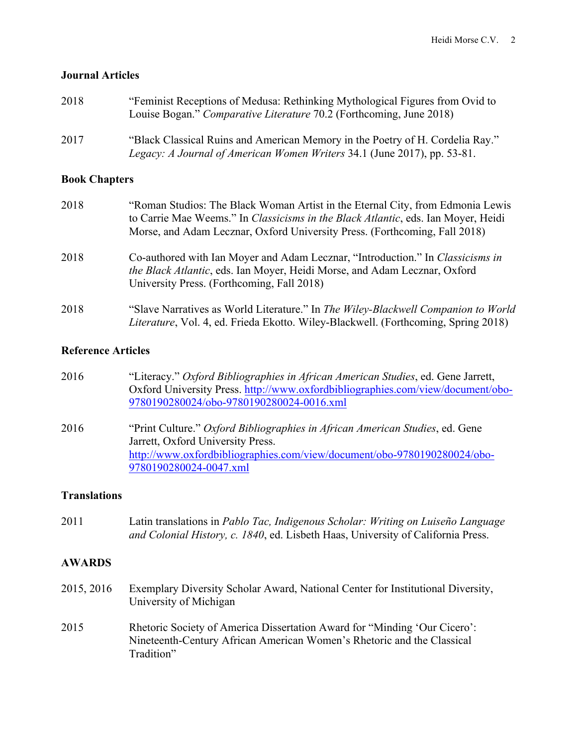### Journal Articles

2018 "Feminist Receptions of Medusa: Rethinking Mythological Figures from Ovid to Louise Bogan." *Comparative Literature* 70.2 (Forthcoming, June 2018)

2017 "Black Classical Ruins and American Memory in the Poetry of H. Cordelia Ray." *Legacy: A Journal of American Women Writers* 34.1 (June 2017), pp. 53-81.

### Book Chapters

2018 "Roman Studios: The Black Woman Artist in the Eternal City, from Edmonia Lewis to Carrie Mae Weems." In *Classicisms in the Black Atlantic*, eds. Ian Moyer, Heidi Morse, and Adam Lecznar, Oxford University Press. (Forthcoming, Fall 2018)

2018 Co-authored with Ian Moyer and Adam Lecznar, "Introduction." In *Classicisms in the Black Atlantic*, eds. Ian Moyer, Heidi Morse, and Adam Lecznar, Oxford University Press. (Forthcoming, Fall 2018)

2018 "Slave Narratives as World Literature." In *The Wiley-Blackwell Companion to World Literature*, Vol. 4, ed. Frieda Ekotto. Wiley-Blackwell. (Forthcoming, Spring 2018)

### Reference Articles

2016 "Literacy." *Oxford Bibliographies in African American Studies*, ed. Gene Jarrett, Oxford University Press. http://www.oxfordbibliographies.com/view/document/obo-9780190280024/obo-9780190280024-0016.xml

2016 "Print Culture." *Oxford Bibliographies in African American Studies*, ed. Gene Jarrett, Oxford University Press. http://www.oxfordbibliographies.com/view/document/obo-9780190280024/obo-9780190280024-0047.xml

### Translations

2011 Latin translations in *Pablo Tac, Indigenous Scholar: Writing on Luiseño Language and Colonial History, c. 1840*, ed. Lisbeth Haas, University of California Press.

## AWARDS

2015, 2016 Exemplary Diversity Scholar Award, National Center for Institutional Diversity, University of Michigan

2015 Rhetoric Society of America Dissertation Award for "Minding 'Our Cicero': Nineteenth-Century African American Women's Rhetoric and the Classical Tradition"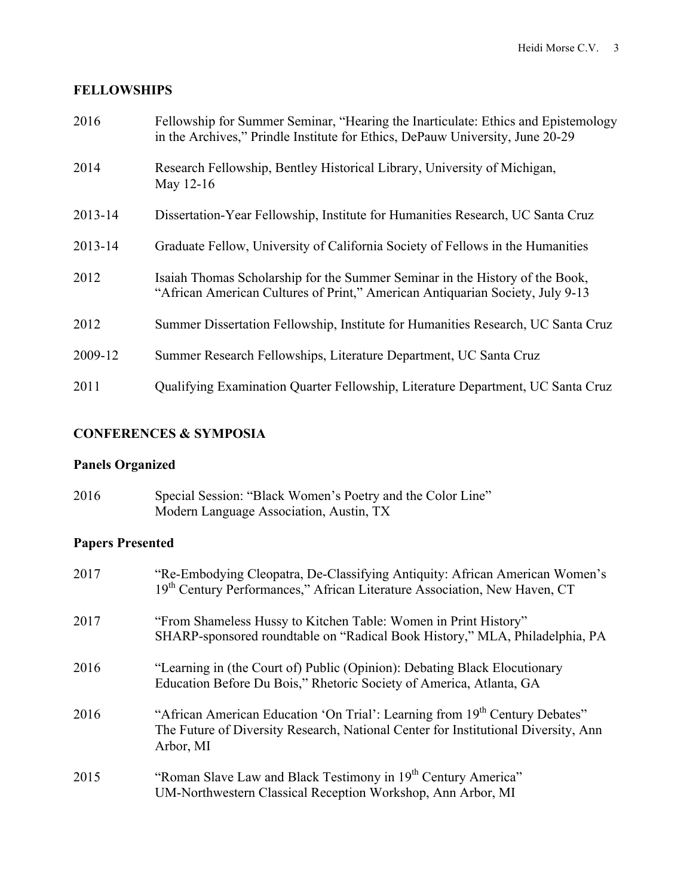## FELLOWSHIPS

2016 Fellowship for Summer Seminar, "Hearing the Inarticulate: Ethics and Epistemology in the Archives," Prindle Institute for Ethics, DePauw University, June 20-29

2014 Research Fellowship, Bentley Historical Library, University of Michigan, May 12-16

2013-14 Dissertation-Year Fellowship, Institute for Humanities Research, UC Santa Cruz

2013-14 Graduate Fellow, University of California Society of Fellows in the Humanities

2012 Isaiah Thomas Scholarship for the Summer Seminar in the History of the Book, "African American Cultures of Print," American Antiquarian Society, July 9-13

2012 Summer Dissertation Fellowship, Institute for Humanities Research, UC Santa Cruz

2009-12 Summer Research Fellowships, Literature Department, UC Santa Cruz

2011 Qualifying Examination Quarter Fellowship, Literature Department, UC Santa Cruz

## CONFERENCES & SYMPOSIA

### Panels Organized

2016 Special Session: "Black Women's Poetry and the Color Line"
Modern Language Association, Austin, TX

### Papers Presented

2017 "Re-Embodying Cleopatra, De-Classifying Antiquity: African American Women's 19th Century Performances," African Literature Association, New Haven, CT

2017 "From Shameless Hussy to Kitchen Table: Women in Print History"
SHARP-sponsored roundtable on "Radical Book History," MLA, Philadelphia, PA

2016 "Learning in (the Court of) Public (Opinion): Debating Black Elocutionary Education Before Du Bois," Rhetoric Society of America, Atlanta, GA

2016 "African American Education 'On Trial': Learning from 19th Century Debates"
The Future of Diversity Research, National Center for Institutional Diversity, Ann Arbor, MI

2015 "Roman Slave Law and Black Testimony in 19th Century America"
UM-Northwestern Classical Reception Workshop, Ann Arbor, MI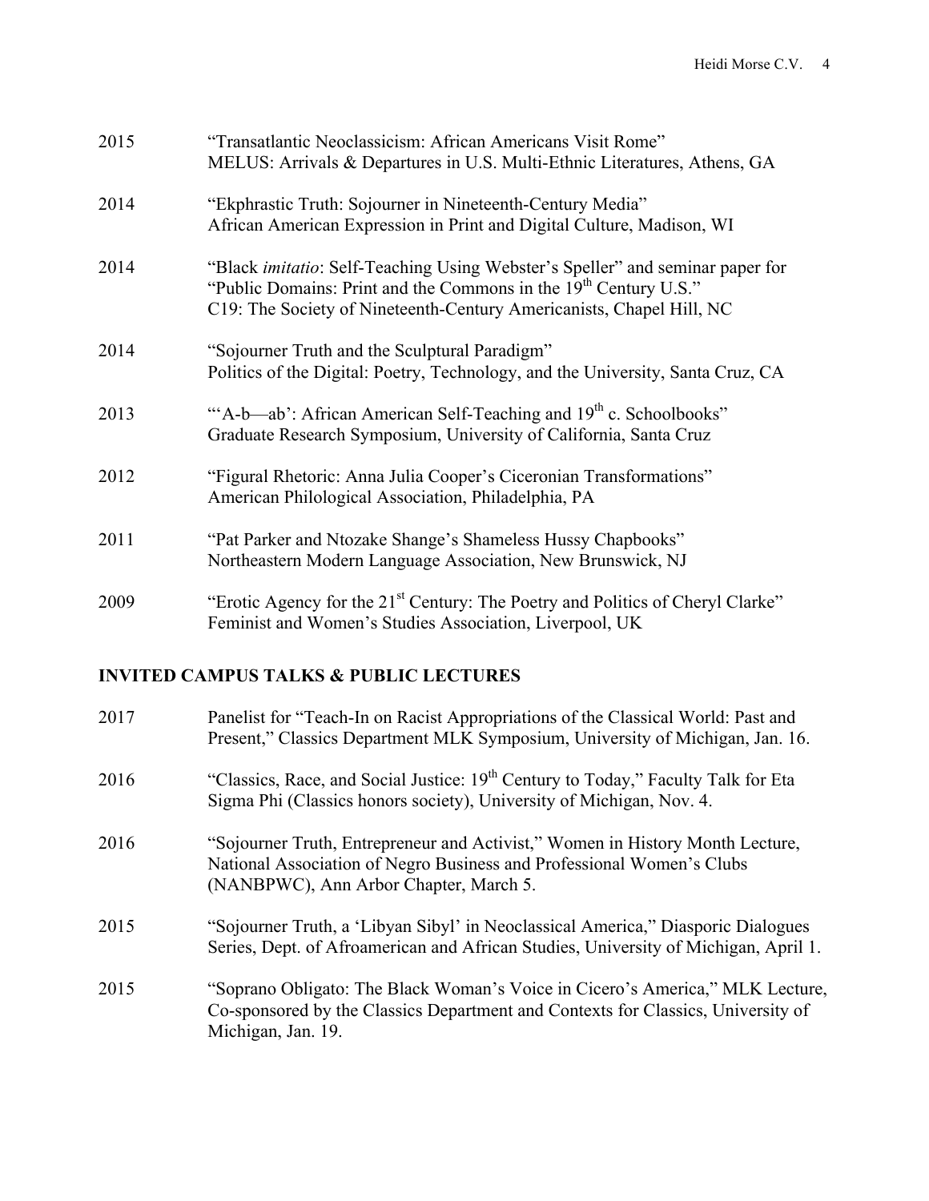2015 "Transatlantic Neoclassicism: African Americans Visit Rome"
MELUS: Arrivals & Departures in U.S. Multi-Ethnic Literatures, Athens, GA

2014 "Ekphrastic Truth: Sojourner in Nineteenth-Century Media"
African American Expression in Print and Digital Culture, Madison, WI

2014 "Black *imitatio*: Self-Teaching Using Webster's Speller" and seminar paper for "Public Domains: Print and the Commons in the 19th Century U.S."
C19: The Society of Nineteenth-Century Americanists, Chapel Hill, NC

2014 "Sojourner Truth and the Sculptural Paradigm"
Politics of the Digital: Poetry, Technology, and the University, Santa Cruz, CA

2013 "'A-b—ab': African American Self-Teaching and 19th c. Schoolbooks"
Graduate Research Symposium, University of California, Santa Cruz

2012 "Figural Rhetoric: Anna Julia Cooper's Ciceronian Transformations"
American Philological Association, Philadelphia, PA

2011 "Pat Parker and Ntozake Shange's Shameless Hussy Chapbooks"
Northeastern Modern Language Association, New Brunswick, NJ

2009 "Erotic Agency for the 21st Century: The Poetry and Politics of Cheryl Clarke"
Feminist and Women's Studies Association, Liverpool, UK

## INVITED CAMPUS TALKS & PUBLIC LECTURES

2017 Panelist for "Teach-In on Racist Appropriations of the Classical World: Past and Present," Classics Department MLK Symposium, University of Michigan, Jan. 16.

2016 "Classics, Race, and Social Justice: 19th Century to Today," Faculty Talk for Eta Sigma Phi (Classics honors society), University of Michigan, Nov. 4.

2016 "Sojourner Truth, Entrepreneur and Activist," Women in History Month Lecture, National Association of Negro Business and Professional Women's Clubs (NANBPWC), Ann Arbor Chapter, March 5.

2015 "Sojourner Truth, a 'Libyan Sibyl' in Neoclassical America," Diasporic Dialogues Series, Dept. of Afroamerican and African Studies, University of Michigan, April 1.

2015 "Soprano Obligato: The Black Woman's Voice in Cicero's America," MLK Lecture, Co-sponsored by the Classics Department and Contexts for Classics, University of Michigan, Jan. 19.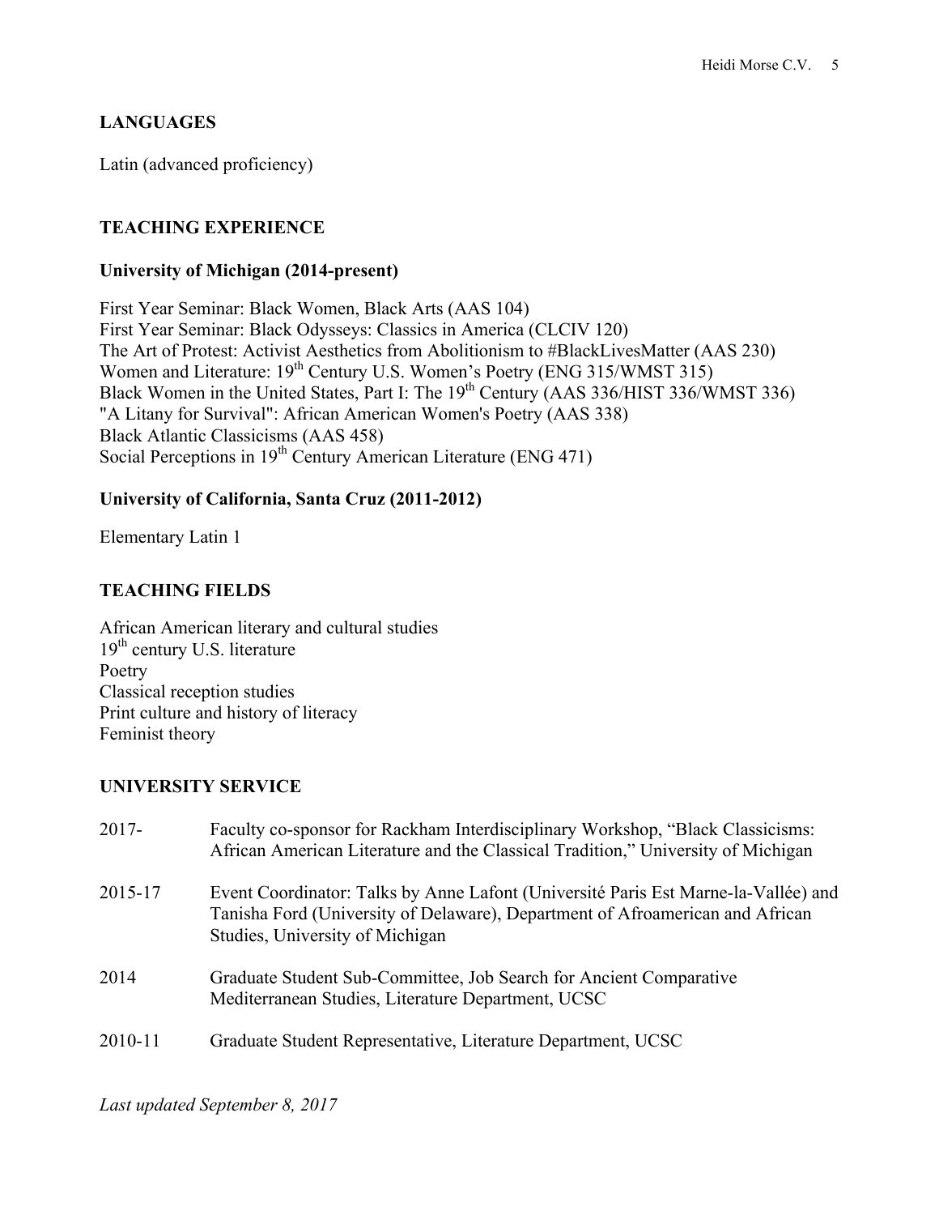## LANGUAGES

Latin (advanced proficiency)

## TEACHING EXPERIENCE

### University of Michigan (2014-present)

First Year Seminar: Black Women, Black Arts (AAS 104)
First Year Seminar: Black Odysseys: Classics in America (CLCIV 120)
The Art of Protest: Activist Aesthetics from Abolitionism to #BlackLivesMatter (AAS 230)
Women and Literature: 19th Century U.S. Women's Poetry (ENG 315/WMST 315)
Black Women in the United States, Part I: The 19th Century (AAS 336/HIST 336/WMST 336)
"A Litany for Survival": African American Women's Poetry (AAS 338)
Black Atlantic Classicisms (AAS 458)
Social Perceptions in 19th Century American Literature (ENG 471)

### University of California, Santa Cruz (2011-2012)

Elementary Latin 1

## TEACHING FIELDS

African American literary and cultural studies
19th century U.S. literature
Poetry
Classical reception studies
Print culture and history of literacy
Feminist theory

## UNIVERSITY SERVICE

2017- Faculty co-sponsor for Rackham Interdisciplinary Workshop, "Black Classicisms: African American Literature and the Classical Tradition," University of Michigan

2015-17 Event Coordinator: Talks by Anne Lafont (Université Paris Est Marne-la-Vallée) and Tanisha Ford (University of Delaware), Department of Afroamerican and African Studies, University of Michigan

2014 Graduate Student Sub-Committee, Job Search for Ancient Comparative Mediterranean Studies, Literature Department, UCSC

2010-11 Graduate Student Representative, Literature Department, UCSC

*Last updated September 8, 2017*